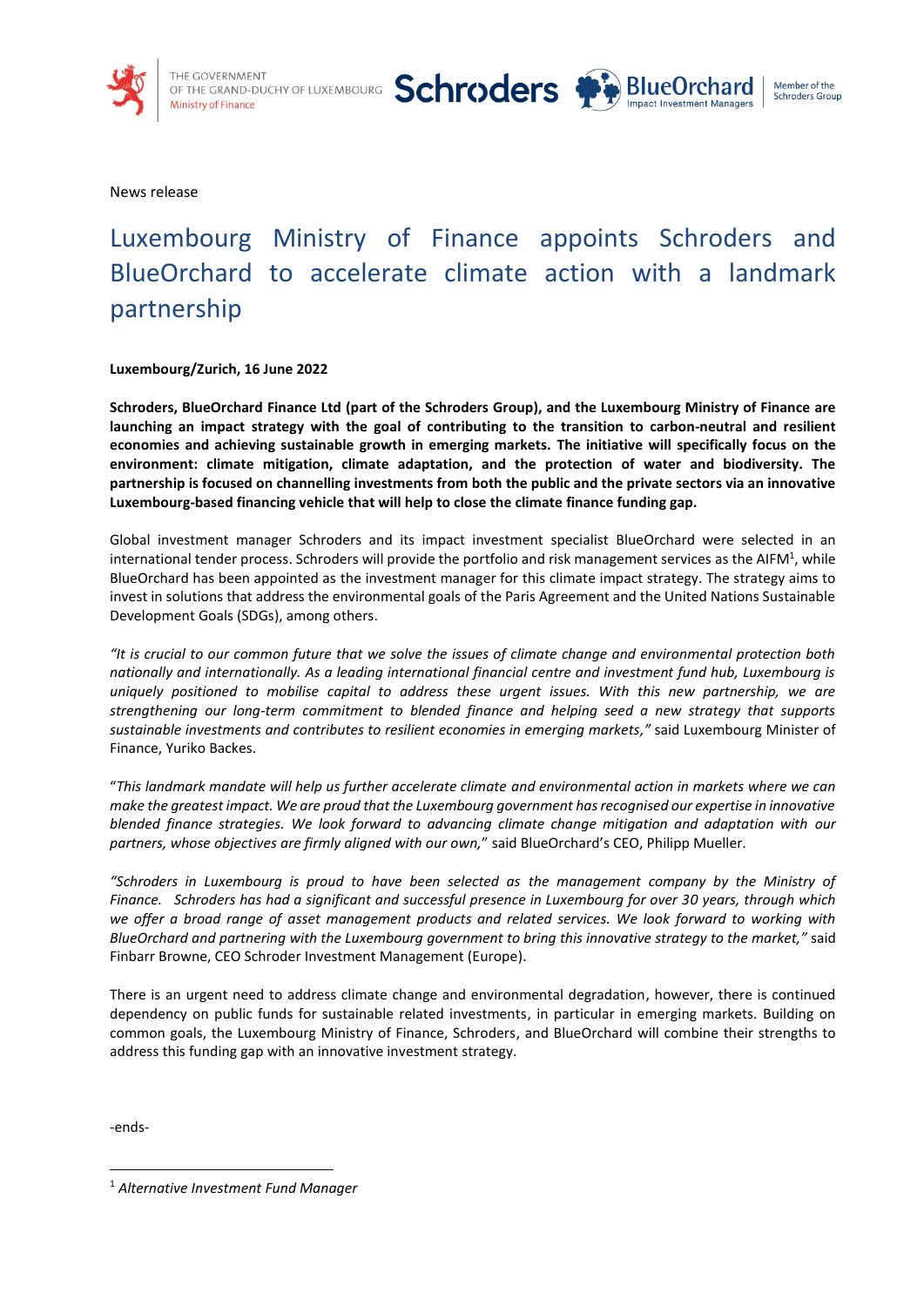News release

# Luxembourg Ministry of Finance appoints Schroders and BlueOrchard to accelerate climate action with a landmark partnership

**Luxembourg/Zurich, 16 June 2022**

**Schroders, BlueOrchard Finance Ltd (part of the Schroders Group), and the Luxembourg Ministry of Finance are launching an impact strategy with the goal of contributing to the transition to carbon-neutral and resilient economies and achieving sustainable growth in emerging markets. The initiative will specifically focus on the environment: climate mitigation, climate adaptation, and the protection of water and biodiversity. The partnership is focused on channelling investments from both the public and the private sectors via an innovative Luxembourg-based financing vehicle that will help to close the climate finance funding gap.**

Global investment manager Schroders and its impact investment specialist BlueOrchard were selected in an international tender process. Schroders will provide the portfolio and risk management services as the AIFM[1], while BlueOrchard has been appointed as the investment manager for this climate impact strategy. The strategy aims to invest in solutions that address the environmental goals of the Paris Agreement and the United Nations Sustainable Development Goals (SDGs), among others.

*"It is crucial to our common future that we solve the issues of climate change and environmental protection both nationally and internationally. As a leading international financial centre and investment fund hub, Luxembourg is uniquely positioned to mobilise capital to address these urgent issues. With this new partnership, we are strengthening our long-term commitment to blended finance and helping seed a new strategy that supports sustainable investments and contributes to resilient economies in emerging markets,"* said Luxembourg Minister of Finance, Yuriko Backes.

"*This landmark mandate will help us further accelerate climate and environmental action in markets where we can make the greatest impact. We are proud that the Luxembourg government has recognised our expertise in innovative blended finance strategies. We look forward to advancing climate change mitigation and adaptation with our partners, whose objectives are firmly aligned with our own,*" said BlueOrchard's CEO, Philipp Mueller.

*"Schroders in Luxembourg is proud to have been selected as the management company by the Ministry of Finance. Schroders has had a significant and successful presence in Luxembourg for over 30 years, through which we offer a broad range of asset management products and related services. We look forward to working with BlueOrchard and partnering with the Luxembourg government to bring this innovative strategy to the market,"* said Finbarr Browne, CEO Schroder Investment Management (Europe).

There is an urgent need to address climate change and environmental degradation, however, there is continued dependency on public funds for sustainable related investments, in particular in emerging markets. Building on common goals, the Luxembourg Ministry of Finance, Schroders, and BlueOrchard will combine their strengths to address this funding gap with an innovative investment strategy.

-ends-

[1] *Alternative Investment Fund Manager*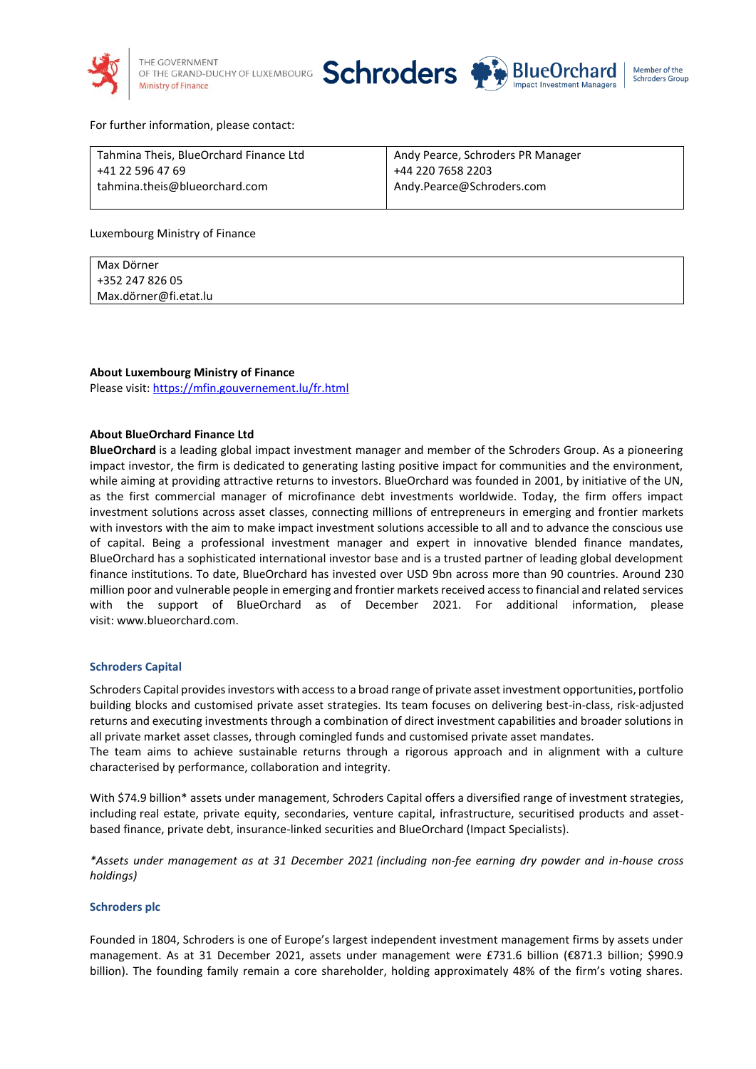For further information, please contact:

| Tahmina Theis, BlueOrchard Finance Ltd<br>+41 22 596 47 69<br>tahmina.theis@blueorchard.com | Andy Pearce, Schroders PR Manager<br>+44 220 7658 2203<br>Andy.Pearce@Schroders.com |
|---|---|

Luxembourg Ministry of Finance

| Max Dörner<br>+352 247 826 05<br>Max.dörner@fi.etat.lu |
|---|

**About Luxembourg Ministry of Finance**
Please visit: [https://mfin.gouvernement.lu/fr.html](https://mfin.gouvernement.lu/fr.html)

**About BlueOrchard Finance Ltd**
**BlueOrchard** is a leading global impact investment manager and member of the Schroders Group. As a pioneering impact investor, the firm is dedicated to generating lasting positive impact for communities and the environment, while aiming at providing attractive returns to investors. BlueOrchard was founded in 2001, by initiative of the UN, as the first commercial manager of microfinance debt investments worldwide. Today, the firm offers impact investment solutions across asset classes, connecting millions of entrepreneurs in emerging and frontier markets with investors with the aim to make impact investment solutions accessible to all and to advance the conscious use of capital. Being a professional investment manager and expert in innovative blended finance mandates, BlueOrchard has a sophisticated international investor base and is a trusted partner of leading global development finance institutions. To date, BlueOrchard has invested over USD 9bn across more than 90 countries. Around 230 million poor and vulnerable people in emerging and frontier markets received access to financial and related services with the support of BlueOrchard as of December 2021. For additional information, please visit: www.blueorchard.com.

### Schroders Capital

Schroders Capital provides investors with access to a broad range of private asset investment opportunities, portfolio building blocks and customised private asset strategies. Its team focuses on delivering best-in-class, risk-adjusted returns and executing investments through a combination of direct investment capabilities and broader solutions in all private market asset classes, through comingled funds and customised private asset mandates.
The team aims to achieve sustainable returns through a rigorous approach and in alignment with a culture characterised by performance, collaboration and integrity.

With $74.9 billion* assets under management, Schroders Capital offers a diversified range of investment strategies, including real estate, private equity, secondaries, venture capital, infrastructure, securitised products and asset-based finance, private debt, insurance-linked securities and BlueOrchard (Impact Specialists).

*\*Assets under management as at 31 December 2021 (including non-fee earning dry powder and in-house cross holdings)*

### Schroders plc

Founded in 1804, Schroders is one of Europe's largest independent investment management firms by assets under management. As at 31 December 2021, assets under management were £731.6 billion (€871.3 billion; $990.9 billion). The founding family remain a core shareholder, holding approximately 48% of the firm's voting shares.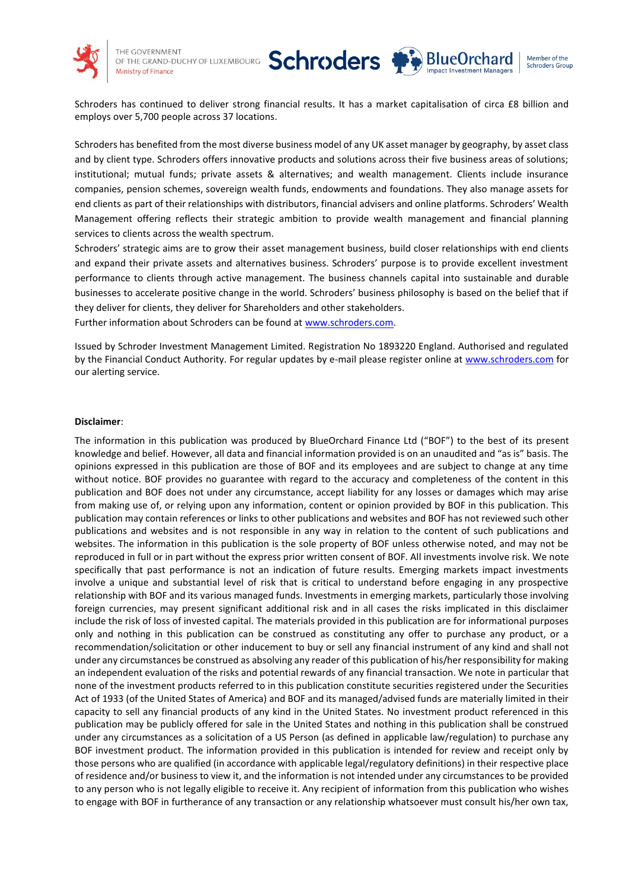Schroders has continued to deliver strong financial results. It has a market capitalisation of circa £8 billion and employs over 5,700 people across 37 locations.

Schroders has benefited from the most diverse business model of any UK asset manager by geography, by asset class and by client type. Schroders offers innovative products and solutions across their five business areas of solutions; institutional; mutual funds; private assets & alternatives; and wealth management. Clients include insurance companies, pension schemes, sovereign wealth funds, endowments and foundations. They also manage assets for end clients as part of their relationships with distributors, financial advisers and online platforms. Schroders' Wealth Management offering reflects their strategic ambition to provide wealth management and financial planning services to clients across the wealth spectrum.

Schroders' strategic aims are to grow their asset management business, build closer relationships with end clients and expand their private assets and alternatives business. Schroders' purpose is to provide excellent investment performance to clients through active management. The business channels capital into sustainable and durable businesses to accelerate positive change in the world. Schroders' business philosophy is based on the belief that if they deliver for clients, they deliver for Shareholders and other stakeholders.

Further information about Schroders can be found at [www.schroders.com](http://www.schroders.com).

Issued by Schroder Investment Management Limited. Registration No 1893220 England. Authorised and regulated by the Financial Conduct Authority. For regular updates by e-mail please register online at [www.schroders.com](http://www.schroders.com) for our alerting service.

**Disclaimer**:

The information in this publication was produced by BlueOrchard Finance Ltd ("BOF") to the best of its present knowledge and belief. However, all data and financial information provided is on an unaudited and "as is" basis. The opinions expressed in this publication are those of BOF and its employees and are subject to change at any time without notice. BOF provides no guarantee with regard to the accuracy and completeness of the content in this publication and BOF does not under any circumstance, accept liability for any losses or damages which may arise from making use of, or relying upon any information, content or opinion provided by BOF in this publication. This publication may contain references or links to other publications and websites and BOF has not reviewed such other publications and websites and is not responsible in any way in relation to the content of such publications and websites. The information in this publication is the sole property of BOF unless otherwise noted, and may not be reproduced in full or in part without the express prior written consent of BOF. All investments involve risk. We note specifically that past performance is not an indication of future results. Emerging markets impact investments involve a unique and substantial level of risk that is critical to understand before engaging in any prospective relationship with BOF and its various managed funds. Investments in emerging markets, particularly those involving foreign currencies, may present significant additional risk and in all cases the risks implicated in this disclaimer include the risk of loss of invested capital. The materials provided in this publication are for informational purposes only and nothing in this publication can be construed as constituting any offer to purchase any product, or a recommendation/solicitation or other inducement to buy or sell any financial instrument of any kind and shall not under any circumstances be construed as absolving any reader of this publication of his/her responsibility for making an independent evaluation of the risks and potential rewards of any financial transaction. We note in particular that none of the investment products referred to in this publication constitute securities registered under the Securities Act of 1933 (of the United States of America) and BOF and its managed/advised funds are materially limited in their capacity to sell any financial products of any kind in the United States. No investment product referenced in this publication may be publicly offered for sale in the United States and nothing in this publication shall be construed under any circumstances as a solicitation of a US Person (as defined in applicable law/regulation) to purchase any BOF investment product. The information provided in this publication is intended for review and receipt only by those persons who are qualified (in accordance with applicable legal/regulatory definitions) in their respective place of residence and/or business to view it, and the information is not intended under any circumstances to be provided to any person who is not legally eligible to receive it. Any recipient of information from this publication who wishes to engage with BOF in furtherance of any transaction or any relationship whatsoever must consult his/her own tax,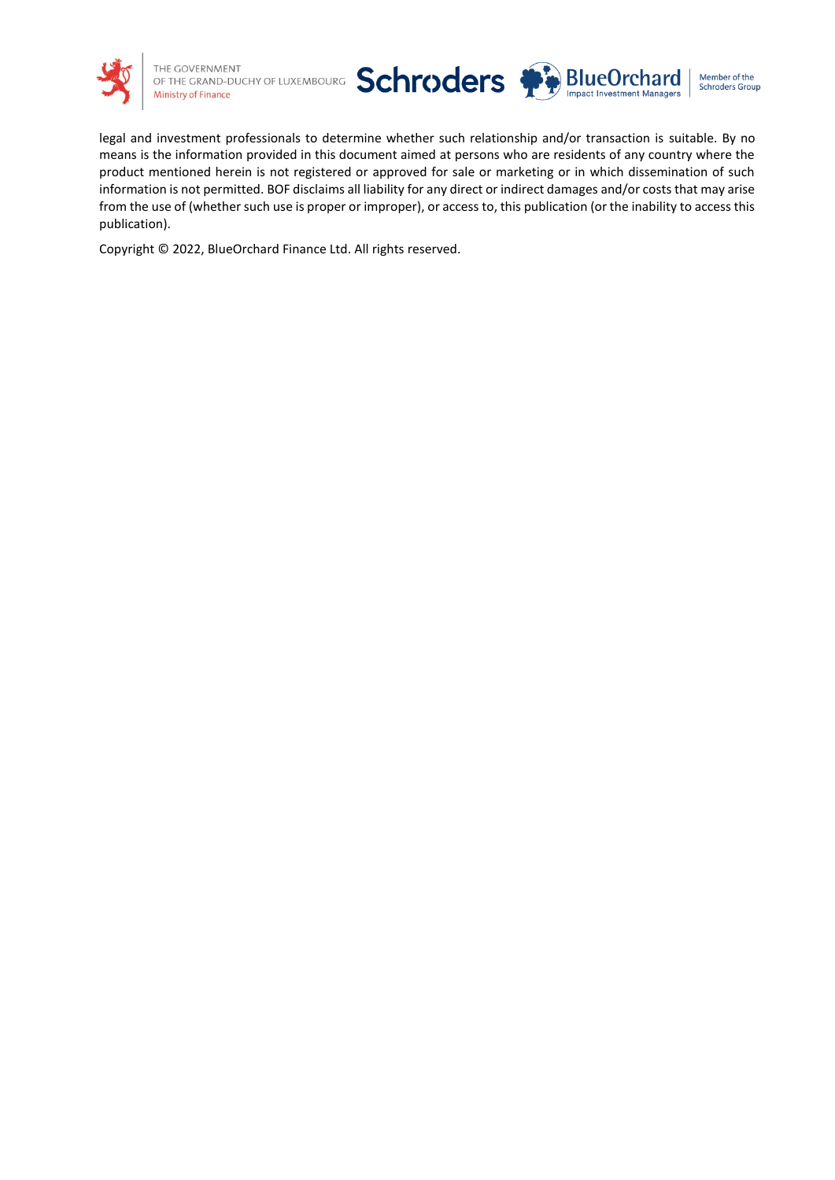legal and investment professionals to determine whether such relationship and/or transaction is suitable. By no means is the information provided in this document aimed at persons who are residents of any country where the product mentioned herein is not registered or approved for sale or marketing or in which dissemination of such information is not permitted. BOF disclaims all liability for any direct or indirect damages and/or costs that may arise from the use of (whether such use is proper or improper), or access to, this publication (or the inability to access this publication).

Copyright © 2022, BlueOrchard Finance Ltd. All rights reserved.